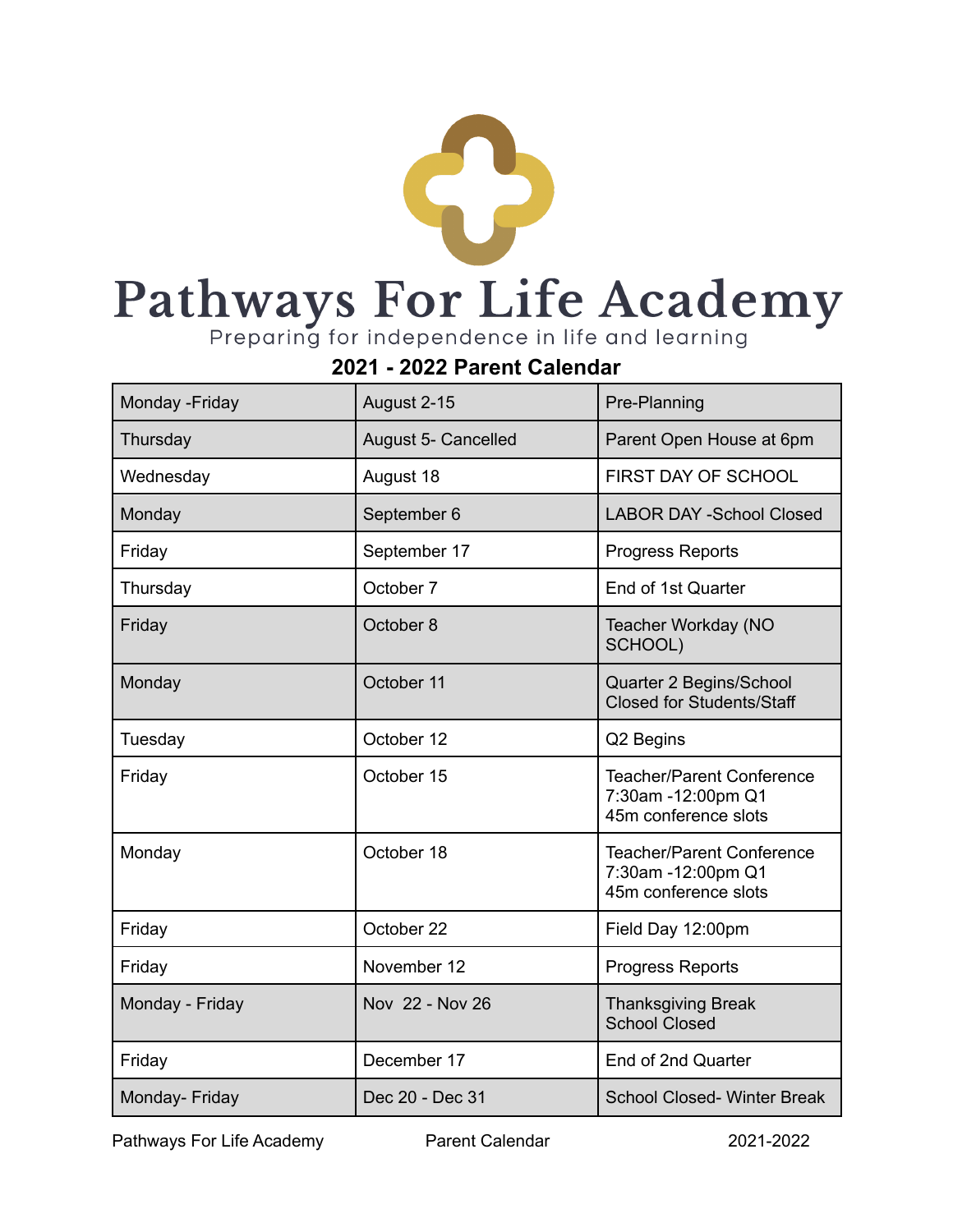# Pathways For Life Academy

Preparing for independence in life and learning

## 2021 - 2022 Parent Calendar

| Day | Date | Event |
|---|---|---|
| Monday -Friday | August 2-15 | Pre-Planning |
| Thursday | August 5- Cancelled | Parent Open House at 6pm |
| Wednesday | August 18 | FIRST DAY OF SCHOOL |
| Monday | September 6 | LABOR DAY -School Closed |
| Friday | September 17 | Progress Reports |
| Thursday | October 7 | End of 1st Quarter |
| Friday | October 8 | Teacher Workday (NO SCHOOL) |
| Monday | October 11 | Quarter 2 Begins/School Closed for Students/Staff |
| Tuesday | October 12 | Q2 Begins |
| Friday | October 15 | Teacher/Parent Conference 7:30am -12:00pm Q1 45m conference slots |
| Monday | October 18 | Teacher/Parent Conference 7:30am -12:00pm Q1 45m conference slots |
| Friday | October 22 | Field Day 12:00pm |
| Friday | November 12 | Progress Reports |
| Monday - Friday | Nov 22 - Nov 26 | Thanksgiving Break School Closed |
| Friday | December 17 | End of 2nd Quarter |
| Monday- Friday | Dec 20 - Dec 31 | School Closed- Winter Break |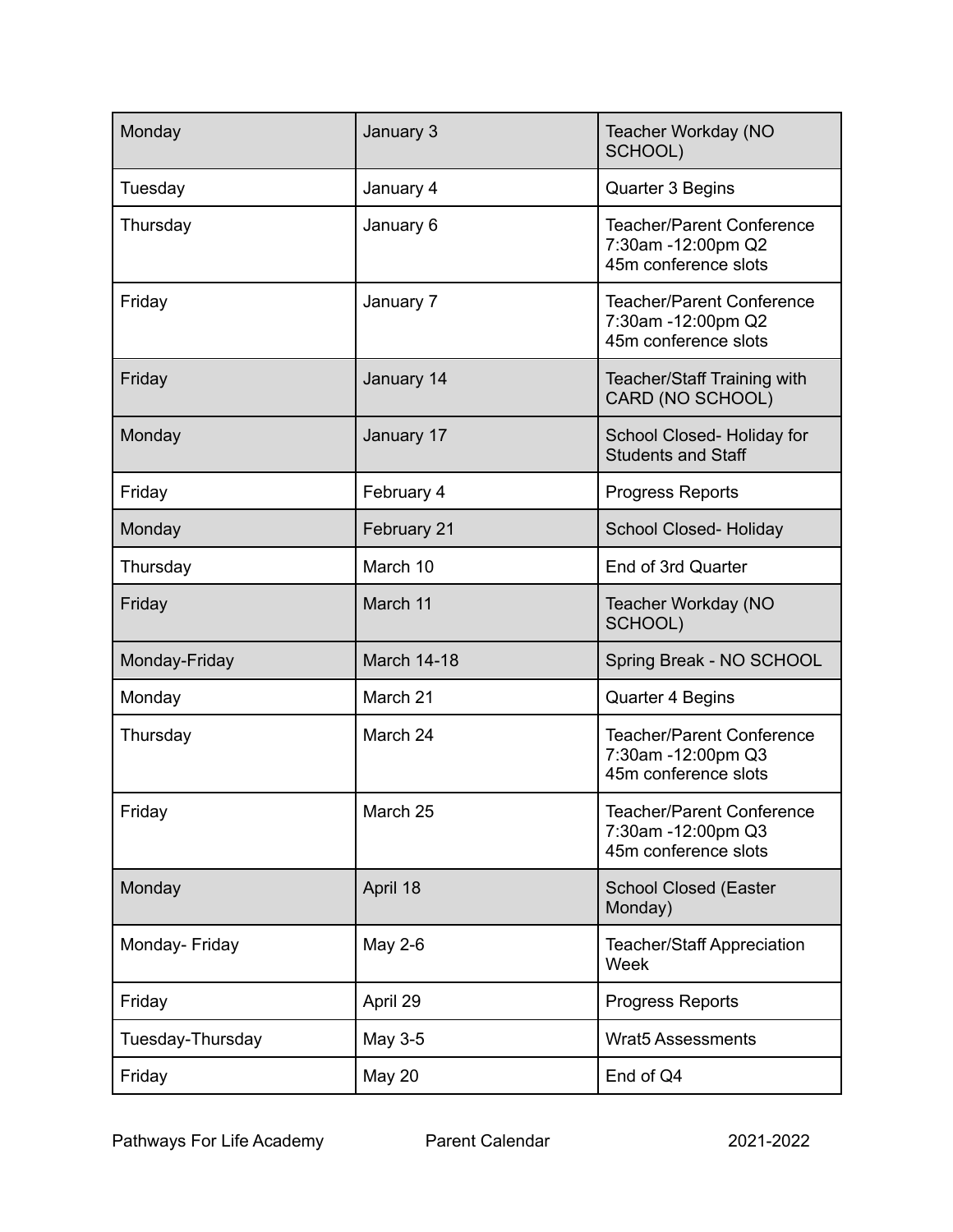| Monday | January 3 | Teacher Workday (NO SCHOOL) |
|---|---|---|
| Tuesday | January 4 | Quarter 3 Begins |
| Thursday | January 6 | Teacher/Parent Conference<br>7:30am -12:00pm Q2<br>45m conference slots |
| Friday | January 7 | Teacher/Parent Conference<br>7:30am -12:00pm Q2<br>45m conference slots |
| Friday | January 14 | Teacher/Staff Training with CARD (NO SCHOOL) |
| Monday | January 17 | School Closed- Holiday for Students and Staff |
| Friday | February 4 | Progress Reports |
| Monday | February 21 | School Closed- Holiday |
| Thursday | March 10 | End of 3rd Quarter |
| Friday | March 11 | Teacher Workday (NO SCHOOL) |
| Monday-Friday | March 14-18 | Spring Break - NO SCHOOL |
| Monday | March 21 | Quarter 4 Begins |
| Thursday | March 24 | Teacher/Parent Conference<br>7:30am -12:00pm Q3<br>45m conference slots |
| Friday | March 25 | Teacher/Parent Conference<br>7:30am -12:00pm Q3<br>45m conference slots |
| Monday | April 18 | School Closed (Easter Monday) |
| Monday- Friday | May 2-6 | Teacher/Staff Appreciation Week |
| Friday | April 29 | Progress Reports |
| Tuesday-Thursday | May 3-5 | Wrat5 Assessments |
| Friday | May 20 | End of Q4 |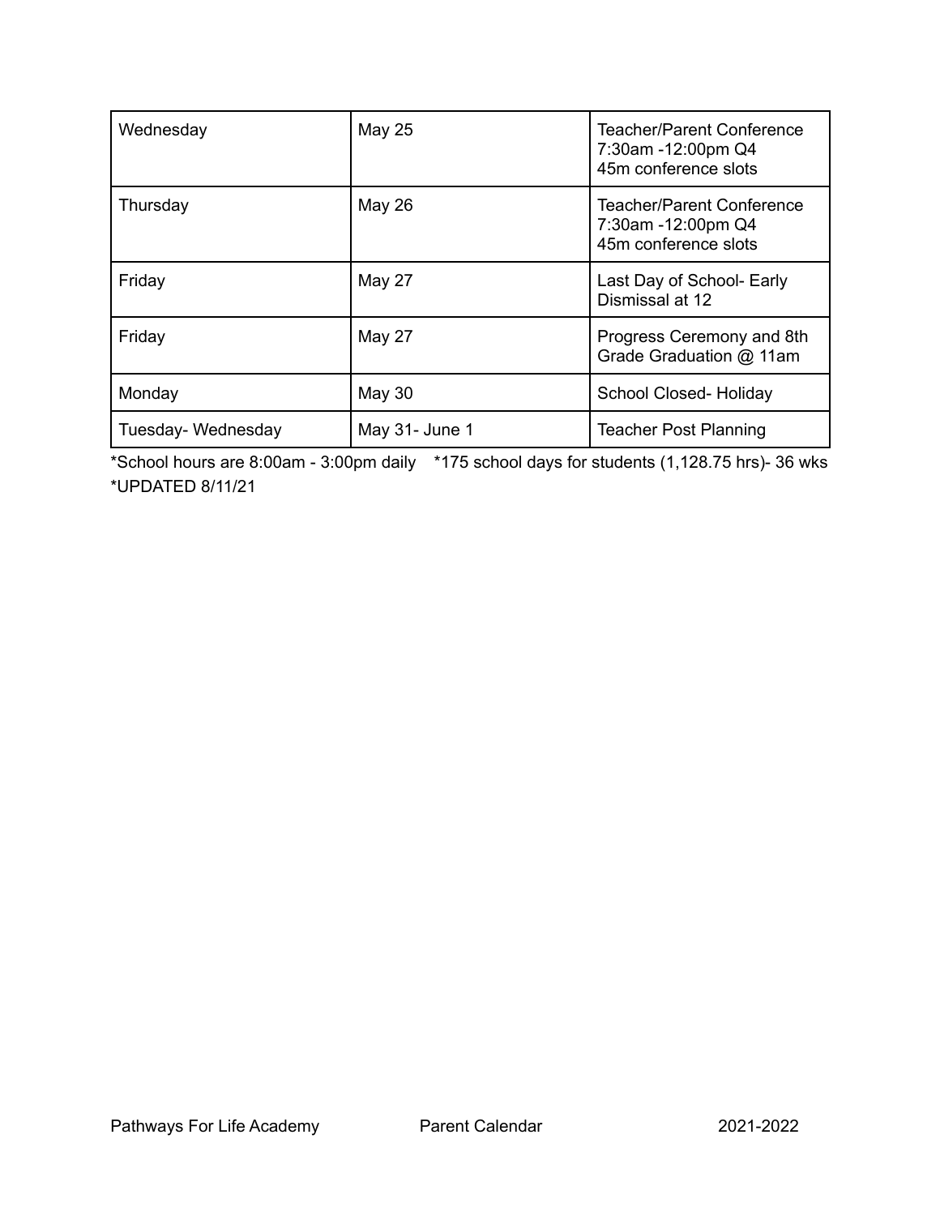| | | |
|---|---|---|
| Wednesday | May 25 | Teacher/Parent Conference 7:30am -12:00pm Q4 45m conference slots |
| Thursday | May 26 | Teacher/Parent Conference 7:30am -12:00pm Q4 45m conference slots |
| Friday | May 27 | Last Day of School- Early Dismissal at 12 |
| Friday | May 27 | Progress Ceremony and 8th Grade Graduation @ 11am |
| Monday | May 30 | School Closed- Holiday |
| Tuesday- Wednesday | May 31- June 1 | Teacher Post Planning |

*School hours are 8:00am - 3:00pm daily    *175 school days for students (1,128.75 hrs)- 36 wks
*UPDATED 8/11/21